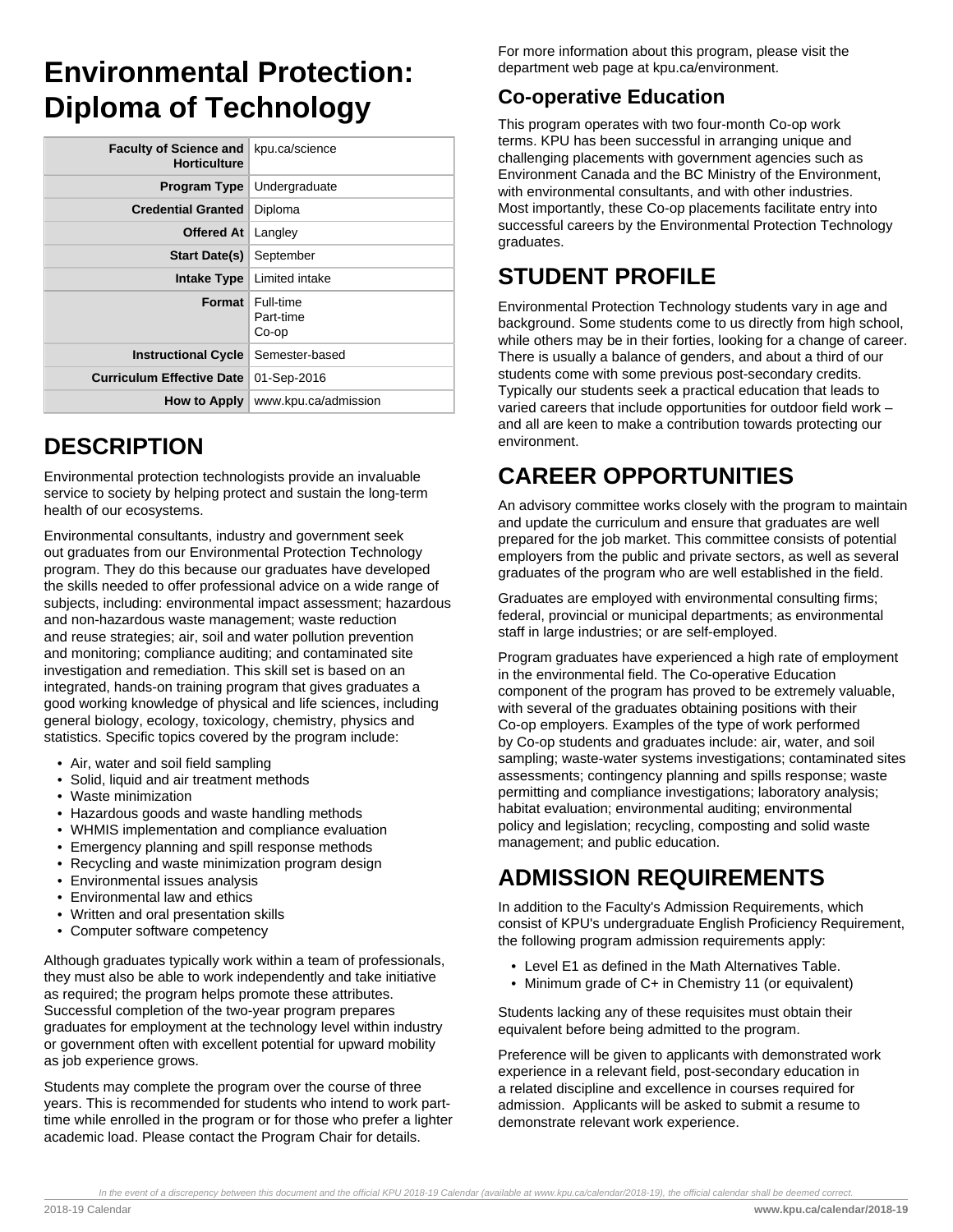# Environmental Protection: Diploma of Technology

| | |
|---|---|
| **Faculty of Science and Horticulture** | kpu.ca/science |
| **Program Type** | Undergraduate |
| **Credential Granted** | Diploma |
| **Offered At** | Langley |
| **Start Date(s)** | September |
| **Intake Type** | Limited intake |
| **Format** | Full-time<br>Part-time<br>Co-op |
| **Instructional Cycle** | Semester-based |
| **Curriculum Effective Date** | 01-Sep-2016 |
| **How to Apply** | www.kpu.ca/admission |

## DESCRIPTION

Environmental protection technologists provide an invaluable service to society by helping protect and sustain the long-term health of our ecosystems.

Environmental consultants, industry and government seek out graduates from our Environmental Protection Technology program. They do this because our graduates have developed the skills needed to offer professional advice on a wide range of subjects, including: environmental impact assessment; hazardous and non-hazardous waste management; waste reduction and reuse strategies; air, soil and water pollution prevention and monitoring; compliance auditing; and contaminated site investigation and remediation. This skill set is based on an integrated, hands-on training program that gives graduates a good working knowledge of physical and life sciences, including general biology, ecology, toxicology, chemistry, physics and statistics. Specific topics covered by the program include:

- Air, water and soil field sampling
- Solid, liquid and air treatment methods
- Waste minimization
- Hazardous goods and waste handling methods
- WHMIS implementation and compliance evaluation
- Emergency planning and spill response methods
- Recycling and waste minimization program design
- Environmental issues analysis
- Environmental law and ethics
- Written and oral presentation skills
- Computer software competency

Although graduates typically work within a team of professionals, they must also be able to work independently and take initiative as required; the program helps promote these attributes. Successful completion of the two-year program prepares graduates for employment at the technology level within industry or government often with excellent potential for upward mobility as job experience grows.

Students may complete the program over the course of three years. This is recommended for students who intend to work part-time while enrolled in the program or for those who prefer a lighter academic load. Please contact the Program Chair for details.

For more information about this program, please visit the department web page at kpu.ca/environment.

### Co-operative Education

This program operates with two four-month Co-op work terms. KPU has been successful in arranging unique and challenging placements with government agencies such as Environment Canada and the BC Ministry of the Environment, with environmental consultants, and with other industries. Most importantly, these Co-op placements facilitate entry into successful careers by the Environmental Protection Technology graduates.

## STUDENT PROFILE

Environmental Protection Technology students vary in age and background. Some students come to us directly from high school, while others may be in their forties, looking for a change of career. There is usually a balance of genders, and about a third of our students come with some previous post-secondary credits. Typically our students seek a practical education that leads to varied careers that include opportunities for outdoor field work – and all are keen to make a contribution towards protecting our environment.

## CAREER OPPORTUNITIES

An advisory committee works closely with the program to maintain and update the curriculum and ensure that graduates are well prepared for the job market. This committee consists of potential employers from the public and private sectors, as well as several graduates of the program who are well established in the field.

Graduates are employed with environmental consulting firms; federal, provincial or municipal departments; as environmental staff in large industries; or are self-employed.

Program graduates have experienced a high rate of employment in the environmental field. The Co-operative Education component of the program has proved to be extremely valuable, with several of the graduates obtaining positions with their Co-op employers. Examples of the type of work performed by Co-op students and graduates include: air, water, and soil sampling; waste-water systems investigations; contaminated sites assessments; contingency planning and spills response; waste permitting and compliance investigations; laboratory analysis; habitat evaluation; environmental auditing; environmental policy and legislation; recycling, composting and solid waste management; and public education.

## ADMISSION REQUIREMENTS

In addition to the Faculty's Admission Requirements, which consist of KPU's undergraduate English Proficiency Requirement, the following program admission requirements apply:

- Level E1 as defined in the Math Alternatives Table.
- Minimum grade of C+ in Chemistry 11 (or equivalent)

Students lacking any of these requisites must obtain their equivalent before being admitted to the program.

Preference will be given to applicants with demonstrated work experience in a relevant field, post-secondary education in a related discipline and excellence in courses required for admission. Applicants will be asked to submit a resume to demonstrate relevant work experience.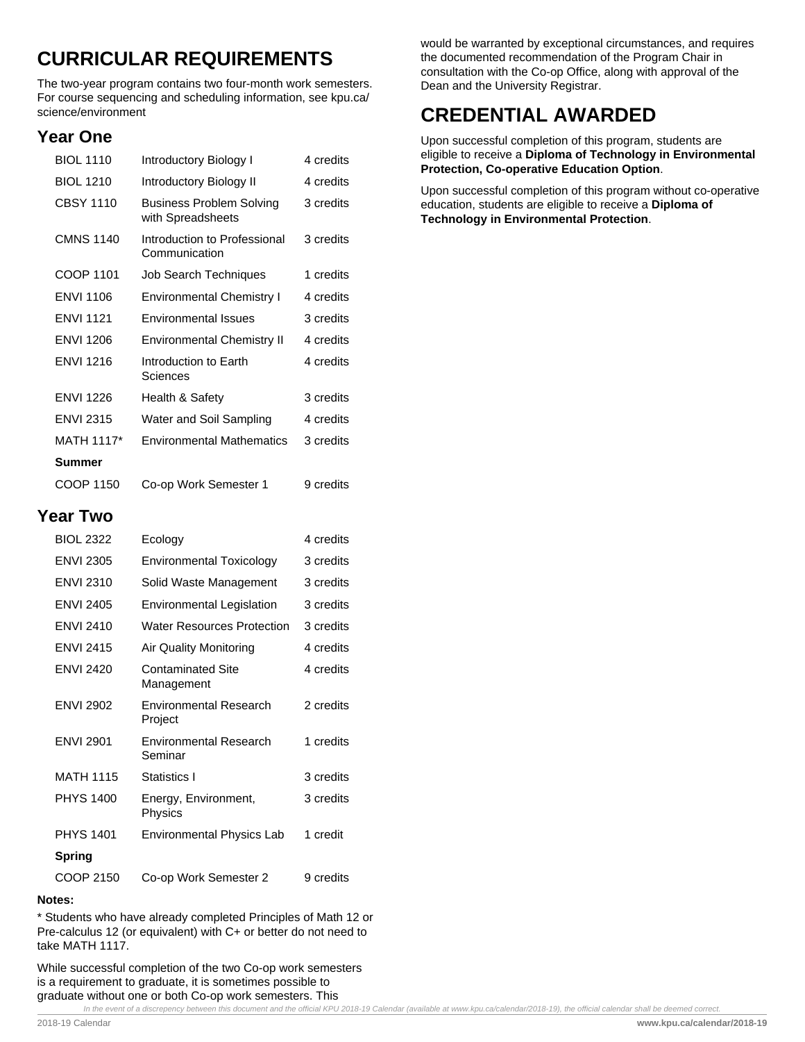## CURRICULAR REQUIREMENTS

The two-year program contains two four-month work semesters. For course sequencing and scheduling information, see kpu.ca/science/environment

### Year One

| | | |
|---|---|---|
| BIOL 1110 | Introductory Biology I | 4 credits |
| BIOL 1210 | Introductory Biology II | 4 credits |
| CBSY 1110 | Business Problem Solving with Spreadsheets | 3 credits |
| CMNS 1140 | Introduction to Professional Communication | 3 credits |
| COOP 1101 | Job Search Techniques | 1 credits |
| ENVI 1106 | Environmental Chemistry I | 4 credits |
| ENVI 1121 | Environmental Issues | 3 credits |
| ENVI 1206 | Environmental Chemistry II | 4 credits |
| ENVI 1216 | Introduction to Earth Sciences | 4 credits |
| ENVI 1226 | Health & Safety | 3 credits |
| ENVI 2315 | Water and Soil Sampling | 4 credits |
| MATH 1117* | Environmental Mathematics | 3 credits |
| **Summer** | | |
| COOP 1150 | Co-op Work Semester 1 | 9 credits |

### Year Two

| | | |
|---|---|---|
| BIOL 2322 | Ecology | 4 credits |
| ENVI 2305 | Environmental Toxicology | 3 credits |
| ENVI 2310 | Solid Waste Management | 3 credits |
| ENVI 2405 | Environmental Legislation | 3 credits |
| ENVI 2410 | Water Resources Protection | 3 credits |
| ENVI 2415 | Air Quality Monitoring | 4 credits |
| ENVI 2420 | Contaminated Site Management | 4 credits |
| ENVI 2902 | Environmental Research Project | 2 credits |
| ENVI 2901 | Environmental Research Seminar | 1 credits |
| MATH 1115 | Statistics I | 3 credits |
| PHYS 1400 | Energy, Environment, Physics | 3 credits |
| PHYS 1401 | Environmental Physics Lab | 1 credit |
| **Spring** | | |
| COOP 2150 | Co-op Work Semester 2 | 9 credits |

**Notes:**

* Students who have already completed Principles of Math 12 or Pre-calculus 12 (or equivalent) with C+ or better do not need to take MATH 1117.

While successful completion of the two Co-op work semesters is a requirement to graduate, it is sometimes possible to graduate without one or both Co-op work semesters. This would be warranted by exceptional circumstances, and requires the documented recommendation of the Program Chair in consultation with the Co-op Office, along with approval of the Dean and the University Registrar.

## CREDENTIAL AWARDED

Upon successful completion of this program, students are eligible to receive a **Diploma of Technology in Environmental Protection, Co-operative Education Option**.

Upon successful completion of this program without co-operative education, students are eligible to receive a **Diploma of Technology in Environmental Protection**.